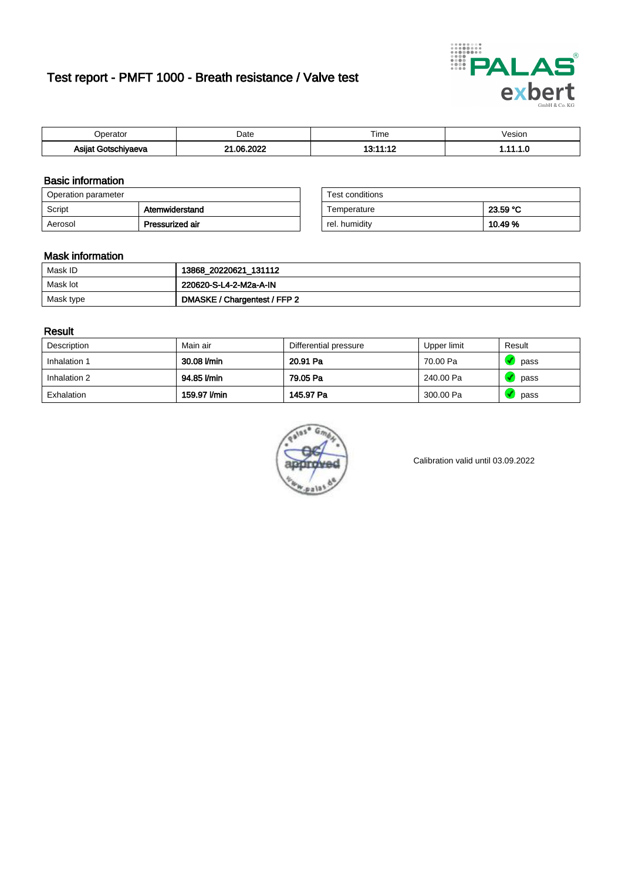# Test report - PMFT 1000 - Breath resistance / Valve test

| Operator | Date | Time | Vesion |
|---|---|---|---|
| **Asijat Gotschiyaeva** | **21.06.2022** | **13:11:12** | **1.11.1.0** |

## Basic information

| Operation parameter | |
|---|---|
| Script | **Atemwiderstand** |
| Aerosol | **Pressurized air** |

| Test conditions | |
|---|---|
| Temperature | **23.59 °C** |
| rel. humidity | **10.49 %** |

## Mask information

| | |
|---|---|
| Mask ID | **13868_20220621_131112** |
| Mask lot | **220620-S-L4-2-M2a-A-IN** |
| Mask type | **DMASKE / Chargentest / FFP 2** |

## Result

| Description | Main air | Differential pressure | Upper limit | Result |
|---|---|---|---|---|
| Inhalation 1 | **30.08 l/min** | **20.91 Pa** | 70.00 Pa | pass |
| Inhalation 2 | **94.85 l/min** | **79.05 Pa** | 240.00 Pa | pass |
| Exhalation | **159.97 l/min** | **145.97 Pa** | 300.00 Pa | pass |

Calibration valid until 03.09.2022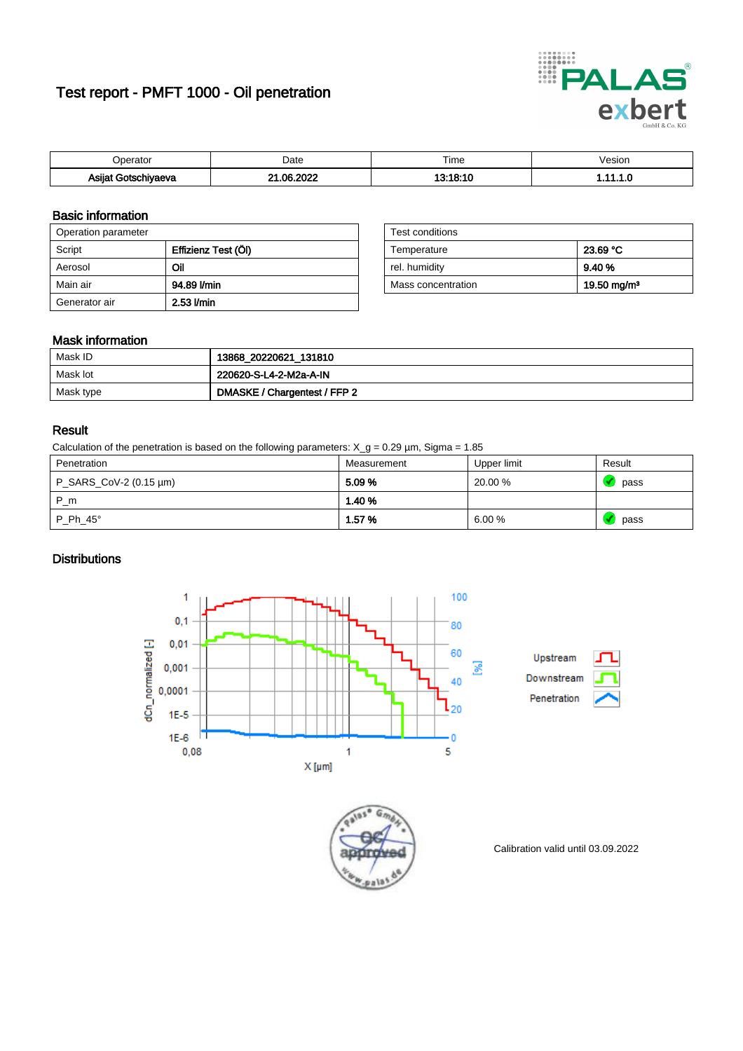# Test report - PMFT 1000 - Oil penetration

| Operator | Date | Time | Vesion |
|---|---|---|---|
| **Asijat Gotschiyaeva** | **21.06.2022** | **13:18:10** | **1.11.1.0** |

## Basic information

| Operation parameter | |
|---|---|
| Script | **Effizienz Test (Öl)** |
| Aerosol | **Oil** |
| Main air | **94.89 l/min** |
| Generator air | **2.53 l/min** |

| Test conditions | |
|---|---|
| Temperature | **23.69 °C** |
| rel. humidity | **9.40 %** |
| Mass concentration | **19.50 mg/m³** |

## Mask information

| | |
|---|---|
| Mask ID | **13868_20220621_131810** |
| Mask lot | **220620-S-L4-2-M2a-A-IN** |
| Mask type | **DMASKE / Chargentest / FFP 2** |

## Result

Calculation of the penetration is based on the following parameters: X_g = 0.29 µm, Sigma = 1.85

| Penetration | Measurement | Upper limit | Result |
|---|---|---|---|
| P_SARS_CoV-2 (0.15 µm) | **5.09 %** | 20.00 % | pass |
| P_m | **1.40 %** | | |
| P_Ph_45° | **1.57 %** | 6.00 % | pass |

## Distributions

dCn_normalized [-]
1
0,1
0,01
0,001
0,0001
1E-5
1E-6
0,08
1
5
X [µm]
100
80
60
40
20
0
[%]
Upstream
Downstream
Penetration

Calibration valid until 03.09.2022